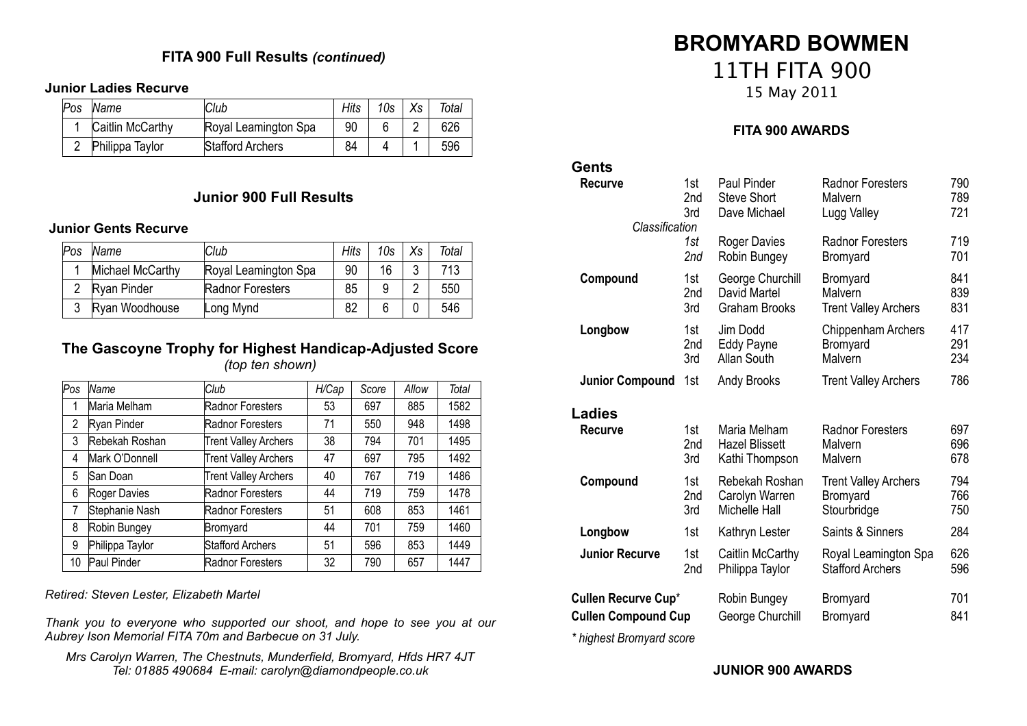## FITA 900 Full Results *(continued)*

### Junior Ladies Recurve

| Pos | Name | Club | Hits | 10s | Xs | Total |
|---|---|---|---|---|---|---|
| 1 | Caitlin McCarthy | Royal Leamington Spa | 90 | 6 | 2 | 626 |
| 2 | Philippa Taylor | Stafford Archers | 84 | 4 | 1 | 596 |

## Junior 900 Full Results

### Junior Gents Recurve

| Pos | Name | Club | Hits | 10s | Xs | Total |
|---|---|---|---|---|---|---|
| 1 | Michael McCarthy | Royal Leamington Spa | 90 | 16 | 3 | 713 |
| 2 | Ryan Pinder | Radnor Foresters | 85 | 9 | 2 | 550 |
| 3 | Ryan Woodhouse | Long Mynd | 82 | 6 | 0 | 546 |

## The Gascoyne Trophy for Highest Handicap-Adjusted Score

*(top ten shown)*

| Pos | Name | Club | H/Cap | Score | Allow | Total |
|---|---|---|---|---|---|---|
| 1 | Maria Melham | Radnor Foresters | 53 | 697 | 885 | 1582 |
| 2 | Ryan Pinder | Radnor Foresters | 71 | 550 | 948 | 1498 |
| 3 | Rebekah Roshan | Trent Valley Archers | 38 | 794 | 701 | 1495 |
| 4 | Mark O'Donnell | Trent Valley Archers | 47 | 697 | 795 | 1492 |
| 5 | San Doan | Trent Valley Archers | 40 | 767 | 719 | 1486 |
| 6 | Roger Davies | Radnor Foresters | 44 | 719 | 759 | 1478 |
| 7 | Stephanie Nash | Radnor Foresters | 51 | 608 | 853 | 1461 |
| 8 | Robin Bungey | Bromyard | 44 | 701 | 759 | 1460 |
| 9 | Philippa Taylor | Stafford Archers | 51 | 596 | 853 | 1449 |
| 10 | Paul Pinder | Radnor Foresters | 32 | 790 | 657 | 1447 |

*Retired: Steven Lester, Elizabeth Martel*

*Thank you to everyone who supported our shoot, and hope to see you at our Aubrey Ison Memorial FITA 70m and Barbecue on 31 July.*

*Mrs Carolyn Warren, The Chestnuts, Munderfield, Bromyard, Hfds HR7 4JT*
*Tel: 01885 490684 E-mail: carolyn@diamondpeople.co.uk*

# BROMYARD BOWMEN

## 11TH FITA 900

15 May 2011

### FITA 900 AWARDS

**Gents**

| Category | Pos | Name | Club | Score |
|---|---|---|---|---|
| **Recurve** | 1st | Paul Pinder | Radnor Foresters | 790 |
| | 2nd | Steve Short | Malvern | 789 |
| | 3rd | Dave Michael | Lugg Valley | 721 |
| *Classification* | *1st* | Roger Davies | Radnor Foresters | 719 |
| | *2nd* | Robin Bungey | Bromyard | 701 |
| **Compound** | 1st | George Churchill | Bromyard | 841 |
| | 2nd | David Martel | Malvern | 839 |
| | 3rd | Graham Brooks | Trent Valley Archers | 831 |
| **Longbow** | 1st | Jim Dodd | Chippenham Archers | 417 |
| | 2nd | Eddy Payne | Bromyard | 291 |
| | 3rd | Allan South | Malvern | 234 |
| **Junior Compound** | 1st | Andy Brooks | Trent Valley Archers | 786 |

**Ladies**

| Category | Pos | Name | Club | Score |
|---|---|---|---|---|
| **Recurve** | 1st | Maria Melham | Radnor Foresters | 697 |
| | 2nd | Hazel Blissett | Malvern | 696 |
| | 3rd | Kathi Thompson | Malvern | 678 |
| **Compound** | 1st | Rebekah Roshan | Trent Valley Archers | 794 |
| | 2nd | Carolyn Warren | Bromyard | 766 |
| | 3rd | Michelle Hall | Stourbridge | 750 |
| **Longbow** | 1st | Kathryn Lester | Saints & Sinners | 284 |
| **Junior Recurve** | 1st | Caitlin McCarthy | Royal Leamington Spa | 626 |
| | 2nd | Philippa Taylor | Stafford Archers | 596 |

| Award | Name | Club | Score |
|---|---|---|---|
| **Cullen Recurve Cup*** | Robin Bungey | Bromyard | 701 |
| **Cullen Compound Cup** | George Churchill | Bromyard | 841 |

*\* highest Bromyard score*

### JUNIOR 900 AWARDS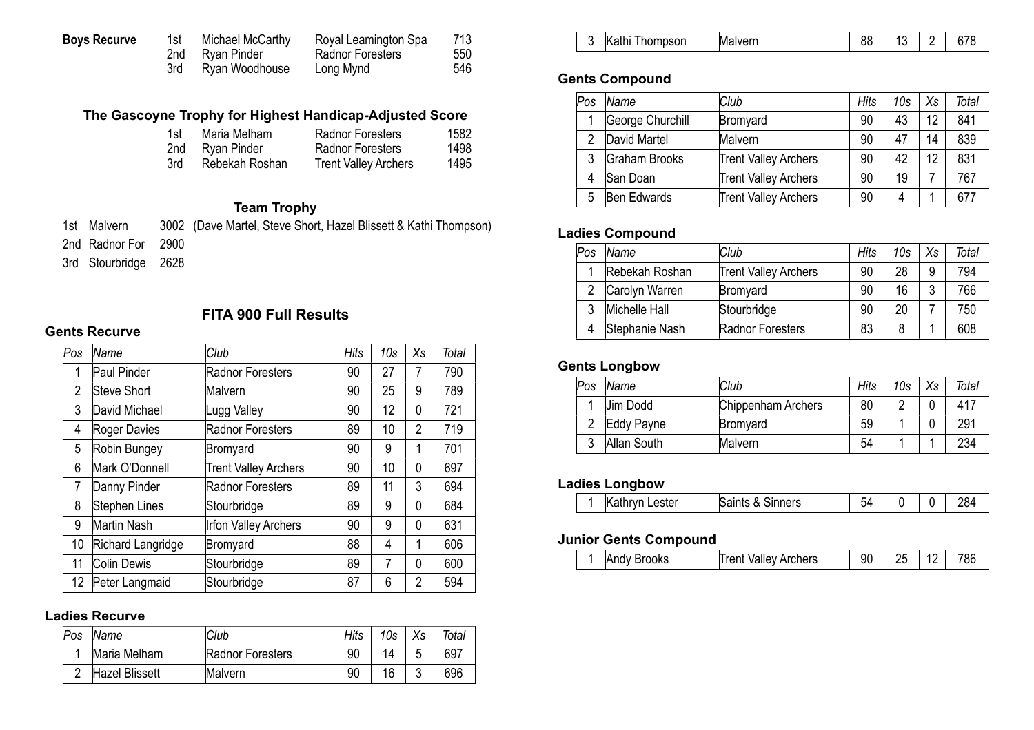**Boys Recurve**

| | | | |
|---|---|---|---|
| 1st | Michael McCarthy | Royal Leamington Spa | 713 |
| 2nd | Ryan Pinder | Radnor Foresters | 550 |
| 3rd | Ryan Woodhouse | Long Mynd | 546 |

### The Gascoyne Trophy for Highest Handicap-Adjusted Score

| | | | |
|---|---|---|---|
| 1st | Maria Melham | Radnor Foresters | 1582 |
| 2nd | Ryan Pinder | Radnor Foresters | 1498 |
| 3rd | Rebekah Roshan | Trent Valley Archers | 1495 |

### Team Trophy

| | | | |
|---|---|---|---|
| 1st | Malvern | 3002 | (Dave Martel, Steve Short, Hazel Blissett & Kathi Thompson) |
| 2nd | Radnor For | 2900 | |
| 3rd | Stourbridge | 2628 | |

## FITA 900 Full Results

### Gents Recurve

| *Pos* | *Name* | *Club* | *Hits* | *10s* | *Xs* | *Total* |
|---|---|---|---|---|---|---|
| 1 | Paul Pinder | Radnor Foresters | 90 | 27 | 7 | 790 |
| 2 | Steve Short | Malvern | 90 | 25 | 9 | 789 |
| 3 | David Michael | Lugg Valley | 90 | 12 | 0 | 721 |
| 4 | Roger Davies | Radnor Foresters | 89 | 10 | 2 | 719 |
| 5 | Robin Bungey | Bromyard | 90 | 9 | 1 | 701 |
| 6 | Mark O'Donnell | Trent Valley Archers | 90 | 10 | 0 | 697 |
| 7 | Danny Pinder | Radnor Foresters | 89 | 11 | 3 | 694 |
| 8 | Stephen Lines | Stourbridge | 89 | 9 | 0 | 684 |
| 9 | Martin Nash | Irfon Valley Archers | 90 | 9 | 0 | 631 |
| 10 | Richard Langridge | Bromyard | 88 | 4 | 1 | 606 |
| 11 | Colin Dewis | Stourbridge | 89 | 7 | 0 | 600 |
| 12 | Peter Langmaid | Stourbridge | 87 | 6 | 2 | 594 |

### Ladies Recurve

| *Pos* | *Name* | *Club* | *Hits* | *10s* | *Xs* | *Total* |
|---|---|---|---|---|---|---|
| 1 | Maria Melham | Radnor Foresters | 90 | 14 | 5 | 697 |
| 2 | Hazel Blissett | Malvern | 90 | 16 | 3 | 696 |
| 3 | Kathi Thompson | Malvern | 88 | 13 | 2 | 678 |

### Gents Compound

| *Pos* | *Name* | *Club* | *Hits* | *10s* | *Xs* | *Total* |
|---|---|---|---|---|---|---|
| 1 | George Churchill | Bromyard | 90 | 43 | 12 | 841 |
| 2 | David Martel | Malvern | 90 | 47 | 14 | 839 |
| 3 | Graham Brooks | Trent Valley Archers | 90 | 42 | 12 | 831 |
| 4 | San Doan | Trent Valley Archers | 90 | 19 | 7 | 767 |
| 5 | Ben Edwards | Trent Valley Archers | 90 | 4 | 1 | 677 |

### Ladies Compound

| *Pos* | *Name* | *Club* | *Hits* | *10s* | *Xs* | *Total* |
|---|---|---|---|---|---|---|
| 1 | Rebekah Roshan | Trent Valley Archers | 90 | 28 | 9 | 794 |
| 2 | Carolyn Warren | Bromyard | 90 | 16 | 3 | 766 |
| 3 | Michelle Hall | Stourbridge | 90 | 20 | 7 | 750 |
| 4 | Stephanie Nash | Radnor Foresters | 83 | 8 | 1 | 608 |

### Gents Longbow

| *Pos* | *Name* | *Club* | *Hits* | *10s* | *Xs* | *Total* |
|---|---|---|---|---|---|---|
| 1 | Jim Dodd | Chippenham Archers | 80 | 2 | 0 | 417 |
| 2 | Eddy Payne | Bromyard | 59 | 1 | 0 | 291 |
| 3 | Allan South | Malvern | 54 | 1 | 1 | 234 |

### Ladies Longbow

| | | | | | | |
|---|---|---|---|---|---|---|
| 1 | Kathryn Lester | Saints & Sinners | 54 | 0 | 0 | 284 |

### Junior Gents Compound

| | | | | | | |
|---|---|---|---|---|---|---|
| 1 | Andy Brooks | Trent Valley Archers | 90 | 25 | 12 | 786 |